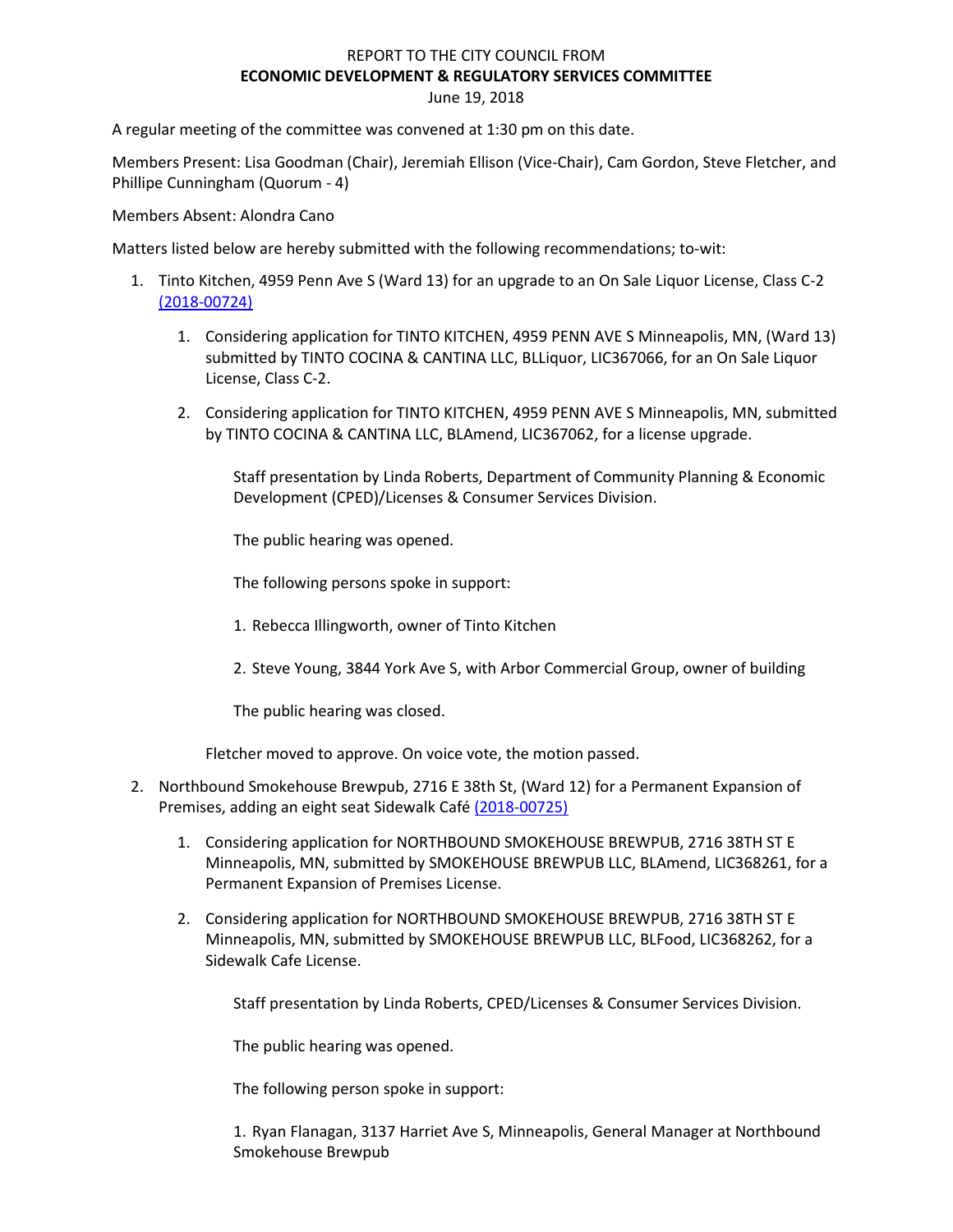REPORT TO THE CITY COUNCIL FROM

**ECONOMIC DEVELOPMENT & REGULATORY SERVICES COMMITTEE**

June 19, 2018

A regular meeting of the committee was convened at 1:30 pm on this date.

Members Present: Lisa Goodman (Chair), Jeremiah Ellison (Vice-Chair), Cam Gordon, Steve Fletcher, and Phillipe Cunningham (Quorum - 4)

Members Absent: Alondra Cano

Matters listed below are hereby submitted with the following recommendations; to-wit:

1. Tinto Kitchen, 4959 Penn Ave S (Ward 13) for an upgrade to an On Sale Liquor License, Class C-2 (2018-00724)

   1. Considering application for TINTO KITCHEN, 4959 PENN AVE S Minneapolis, MN, (Ward 13) submitted by TINTO COCINA & CANTINA LLC, BLLiquor, LIC367066, for an On Sale Liquor License, Class C-2.

   2. Considering application for TINTO KITCHEN, 4959 PENN AVE S Minneapolis, MN, submitted by TINTO COCINA & CANTINA LLC, BLAmend, LIC367062, for a license upgrade.

      Staff presentation by Linda Roberts, Department of Community Planning & Economic Development (CPED)/Licenses & Consumer Services Division.

      The public hearing was opened.

      The following persons spoke in support:

      1. Rebecca Illingworth, owner of Tinto Kitchen

      2. Steve Young, 3844 York Ave S, with Arbor Commercial Group, owner of building

      The public hearing was closed.

   Fletcher moved to approve. On voice vote, the motion passed.

2. Northbound Smokehouse Brewpub, 2716 E 38th St, (Ward 12) for a Permanent Expansion of Premises, adding an eight seat Sidewalk Café (2018-00725)

   1. Considering application for NORTHBOUND SMOKEHOUSE BREWPUB, 2716 38TH ST E Minneapolis, MN, submitted by SMOKEHOUSE BREWPUB LLC, BLAmend, LIC368261, for a Permanent Expansion of Premises License.

   2. Considering application for NORTHBOUND SMOKEHOUSE BREWPUB, 2716 38TH ST E Minneapolis, MN, submitted by SMOKEHOUSE BREWPUB LLC, BLFood, LIC368262, for a Sidewalk Cafe License.

      Staff presentation by Linda Roberts, CPED/Licenses & Consumer Services Division.

      The public hearing was opened.

      The following person spoke in support:

      1. Ryan Flanagan, 3137 Harriet Ave S, Minneapolis, General Manager at Northbound Smokehouse Brewpub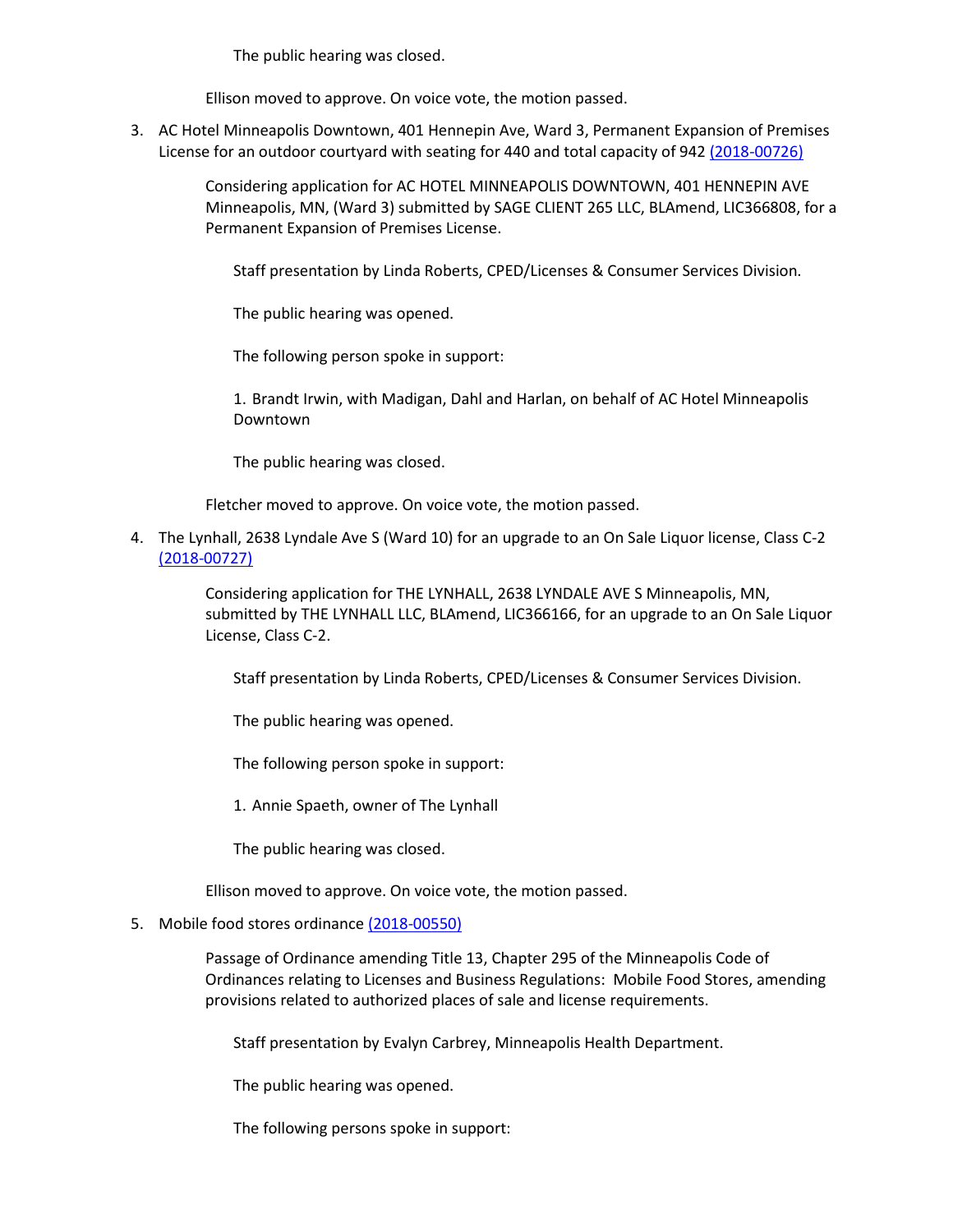The public hearing was closed.

Ellison moved to approve. On voice vote, the motion passed.

3. AC Hotel Minneapolis Downtown, 401 Hennepin Ave, Ward 3, Permanent Expansion of Premises License for an outdoor courtyard with seating for 440 and total capacity of 942 (2018-00726)

   Considering application for AC HOTEL MINNEAPOLIS DOWNTOWN, 401 HENNEPIN AVE Minneapolis, MN, (Ward 3) submitted by SAGE CLIENT 265 LLC, BLAmend, LIC366808, for a Permanent Expansion of Premises License.

   Staff presentation by Linda Roberts, CPED/Licenses & Consumer Services Division.

   The public hearing was opened.

   The following person spoke in support:

   1. Brandt Irwin, with Madigan, Dahl and Harlan, on behalf of AC Hotel Minneapolis Downtown

   The public hearing was closed.

   Fletcher moved to approve. On voice vote, the motion passed.

4. The Lynhall, 2638 Lyndale Ave S (Ward 10) for an upgrade to an On Sale Liquor license, Class C-2 (2018-00727)

   Considering application for THE LYNHALL, 2638 LYNDALE AVE S Minneapolis, MN, submitted by THE LYNHALL LLC, BLAmend, LIC366166, for an upgrade to an On Sale Liquor License, Class C-2.

   Staff presentation by Linda Roberts, CPED/Licenses & Consumer Services Division.

   The public hearing was opened.

   The following person spoke in support:

   1. Annie Spaeth, owner of The Lynhall

   The public hearing was closed.

   Ellison moved to approve. On voice vote, the motion passed.

5. Mobile food stores ordinance (2018-00550)

   Passage of Ordinance amending Title 13, Chapter 295 of the Minneapolis Code of Ordinances relating to Licenses and Business Regulations: Mobile Food Stores, amending provisions related to authorized places of sale and license requirements.

   Staff presentation by Evalyn Carbrey, Minneapolis Health Department.

   The public hearing was opened.

   The following persons spoke in support: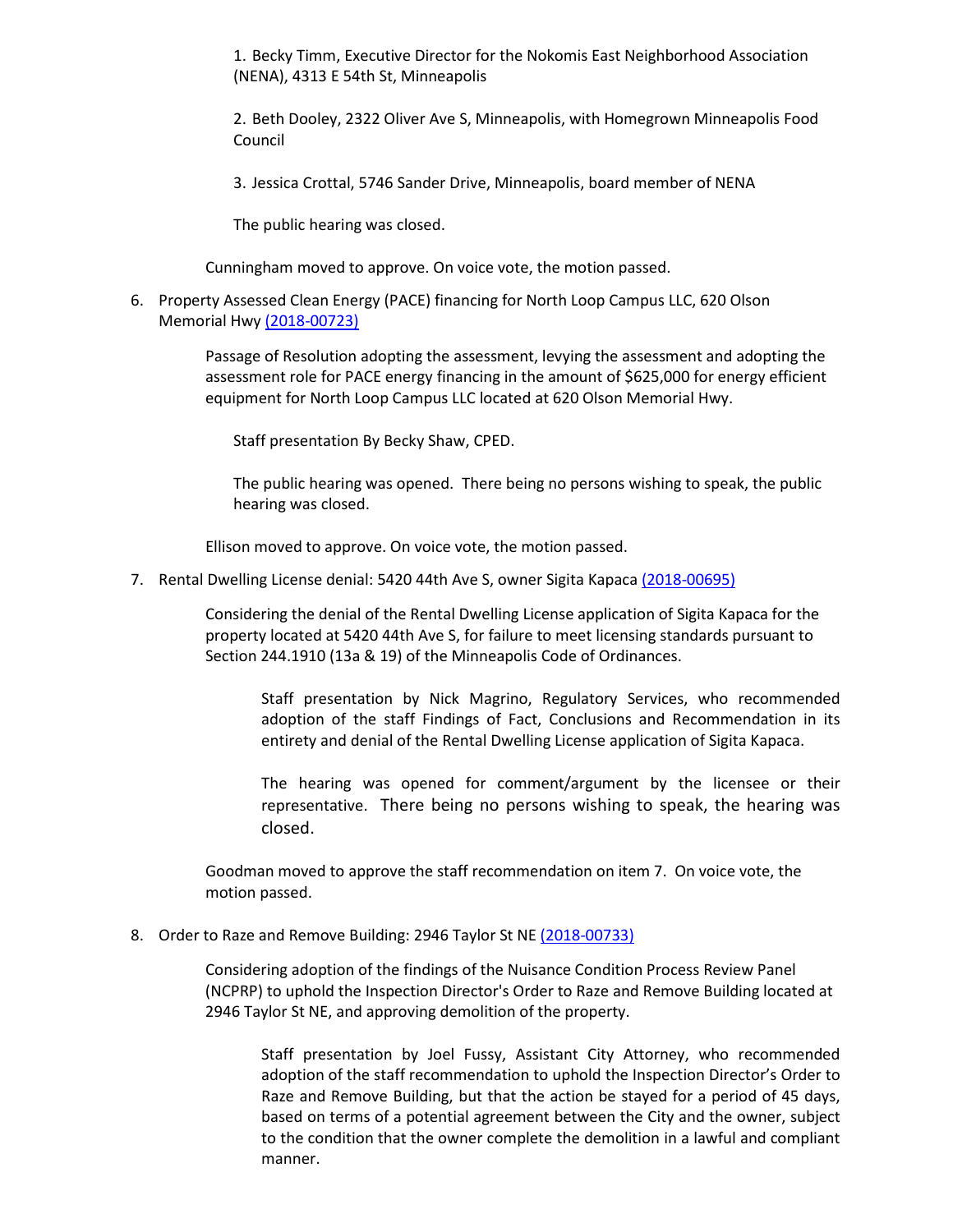1. Becky Timm, Executive Director for the Nokomis East Neighborhood Association (NENA), 4313 E 54th St, Minneapolis

2. Beth Dooley, 2322 Oliver Ave S, Minneapolis, with Homegrown Minneapolis Food Council

3. Jessica Crottal, 5746 Sander Drive, Minneapolis, board member of NENA

The public hearing was closed.

Cunningham moved to approve. On voice vote, the motion passed.

6. Property Assessed Clean Energy (PACE) financing for North Loop Campus LLC, 620 Olson Memorial Hwy [(2018-00723)]

   Passage of Resolution adopting the assessment, levying the assessment and adopting the assessment role for PACE energy financing in the amount of $625,000 for energy efficient equipment for North Loop Campus LLC located at 620 Olson Memorial Hwy.

   Staff presentation By Becky Shaw, CPED.

   The public hearing was opened. There being no persons wishing to speak, the public hearing was closed.

   Ellison moved to approve. On voice vote, the motion passed.

7. Rental Dwelling License denial: 5420 44th Ave S, owner Sigita Kapaca [(2018-00695)]

   Considering the denial of the Rental Dwelling License application of Sigita Kapaca for the property located at 5420 44th Ave S, for failure to meet licensing standards pursuant to Section 244.1910 (13a & 19) of the Minneapolis Code of Ordinances.

   Staff presentation by Nick Magrino, Regulatory Services, who recommended adoption of the staff Findings of Fact, Conclusions and Recommendation in its entirety and denial of the Rental Dwelling License application of Sigita Kapaca.

   The hearing was opened for comment/argument by the licensee or their representative. There being no persons wishing to speak, the hearing was closed.

   Goodman moved to approve the staff recommendation on item 7. On voice vote, the motion passed.

8. Order to Raze and Remove Building: 2946 Taylor St NE [(2018-00733)]

   Considering adoption of the findings of the Nuisance Condition Process Review Panel (NCPRP) to uphold the Inspection Director's Order to Raze and Remove Building located at 2946 Taylor St NE, and approving demolition of the property.

   Staff presentation by Joel Fussy, Assistant City Attorney, who recommended adoption of the staff recommendation to uphold the Inspection Director's Order to Raze and Remove Building, but that the action be stayed for a period of 45 days, based on terms of a potential agreement between the City and the owner, subject to the condition that the owner complete the demolition in a lawful and compliant manner.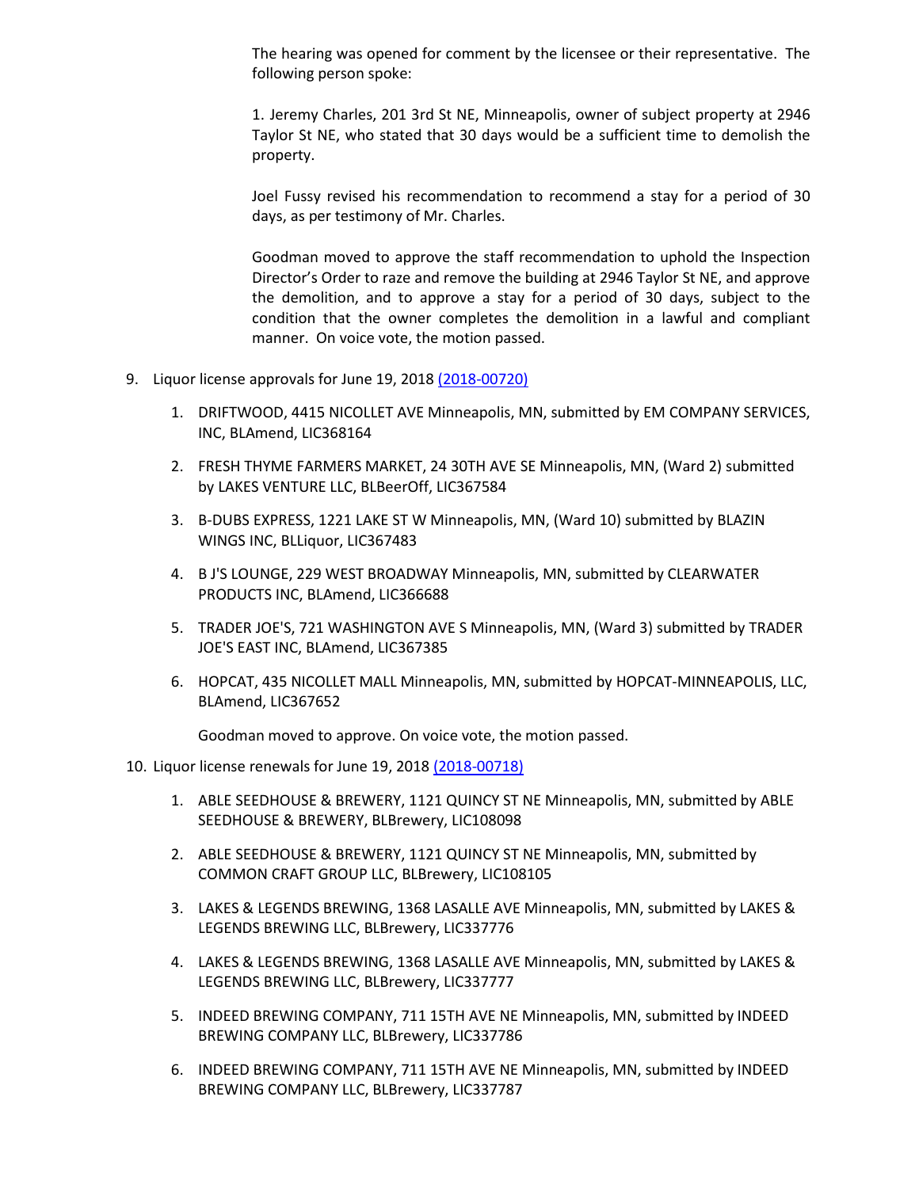The hearing was opened for comment by the licensee or their representative. The following person spoke:

1. Jeremy Charles, 201 3rd St NE, Minneapolis, owner of subject property at 2946 Taylor St NE, who stated that 30 days would be a sufficient time to demolish the property.

Joel Fussy revised his recommendation to recommend a stay for a period of 30 days, as per testimony of Mr. Charles.

Goodman moved to approve the staff recommendation to uphold the Inspection Director's Order to raze and remove the building at 2946 Taylor St NE, and approve the demolition, and to approve a stay for a period of 30 days, subject to the condition that the owner completes the demolition in a lawful and compliant manner. On voice vote, the motion passed.

9. Liquor license approvals for June 19, 2018 (2018-00720)

    1. DRIFTWOOD, 4415 NICOLLET AVE Minneapolis, MN, submitted by EM COMPANY SERVICES, INC, BLAmend, LIC368164

    2. FRESH THYME FARMERS MARKET, 24 30TH AVE SE Minneapolis, MN, (Ward 2) submitted by LAKES VENTURE LLC, BLBeerOff, LIC367584

    3. B-DUBS EXPRESS, 1221 LAKE ST W Minneapolis, MN, (Ward 10) submitted by BLAZIN WINGS INC, BLLiquor, LIC367483

    4. B J'S LOUNGE, 229 WEST BROADWAY Minneapolis, MN, submitted by CLEARWATER PRODUCTS INC, BLAmend, LIC366688

    5. TRADER JOE'S, 721 WASHINGTON AVE S Minneapolis, MN, (Ward 3) submitted by TRADER JOE'S EAST INC, BLAmend, LIC367385

    6. HOPCAT, 435 NICOLLET MALL Minneapolis, MN, submitted by HOPCAT-MINNEAPOLIS, LLC, BLAmend, LIC367652

    Goodman moved to approve. On voice vote, the motion passed.

10. Liquor license renewals for June 19, 2018 (2018-00718)

    1. ABLE SEEDHOUSE & BREWERY, 1121 QUINCY ST NE Minneapolis, MN, submitted by ABLE SEEDHOUSE & BREWERY, BLBrewery, LIC108098

    2. ABLE SEEDHOUSE & BREWERY, 1121 QUINCY ST NE Minneapolis, MN, submitted by COMMON CRAFT GROUP LLC, BLBrewery, LIC108105

    3. LAKES & LEGENDS BREWING, 1368 LASALLE AVE Minneapolis, MN, submitted by LAKES & LEGENDS BREWING LLC, BLBrewery, LIC337776

    4. LAKES & LEGENDS BREWING, 1368 LASALLE AVE Minneapolis, MN, submitted by LAKES & LEGENDS BREWING LLC, BLBrewery, LIC337777

    5. INDEED BREWING COMPANY, 711 15TH AVE NE Minneapolis, MN, submitted by INDEED BREWING COMPANY LLC, BLBrewery, LIC337786

    6. INDEED BREWING COMPANY, 711 15TH AVE NE Minneapolis, MN, submitted by INDEED BREWING COMPANY LLC, BLBrewery, LIC337787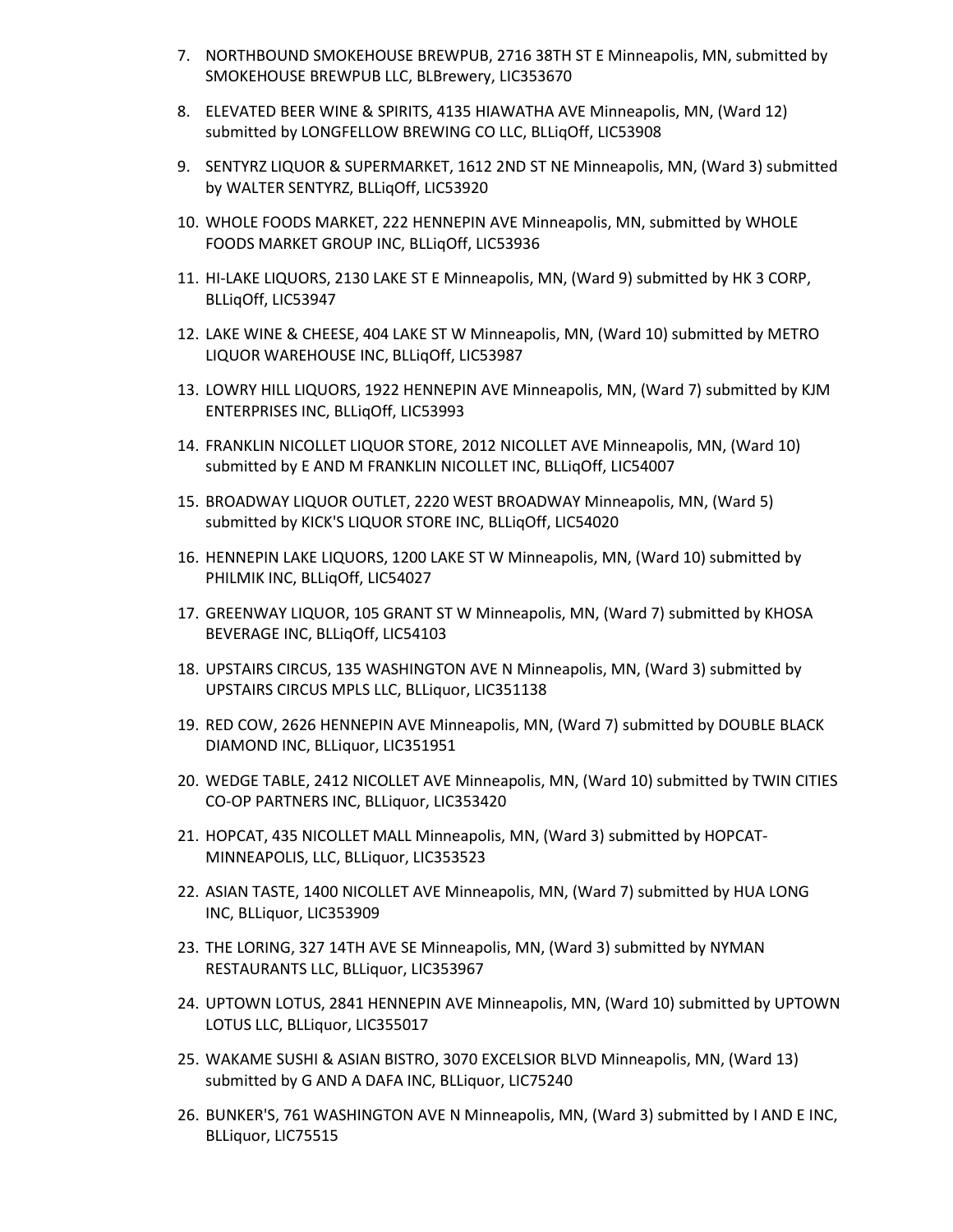7. NORTHBOUND SMOKEHOUSE BREWPUB, 2716 38TH ST E Minneapolis, MN, submitted by SMOKEHOUSE BREWPUB LLC, BLBrewery, LIC353670
8. ELEVATED BEER WINE & SPIRITS, 4135 HIAWATHA AVE Minneapolis, MN, (Ward 12) submitted by LONGFELLOW BREWING CO LLC, BLLiqOff, LIC53908
9. SENTYRZ LIQUOR & SUPERMARKET, 1612 2ND ST NE Minneapolis, MN, (Ward 3) submitted by WALTER SENTYRZ, BLLiqOff, LIC53920
10. WHOLE FOODS MARKET, 222 HENNEPIN AVE Minneapolis, MN, submitted by WHOLE FOODS MARKET GROUP INC, BLLiqOff, LIC53936
11. HI-LAKE LIQUORS, 2130 LAKE ST E Minneapolis, MN, (Ward 9) submitted by HK 3 CORP, BLLiqOff, LIC53947
12. LAKE WINE & CHEESE, 404 LAKE ST W Minneapolis, MN, (Ward 10) submitted by METRO LIQUOR WAREHOUSE INC, BLLiqOff, LIC53987
13. LOWRY HILL LIQUORS, 1922 HENNEPIN AVE Minneapolis, MN, (Ward 7) submitted by KJM ENTERPRISES INC, BLLiqOff, LIC53993
14. FRANKLIN NICOLLET LIQUOR STORE, 2012 NICOLLET AVE Minneapolis, MN, (Ward 10) submitted by E AND M FRANKLIN NICOLLET INC, BLLiqOff, LIC54007
15. BROADWAY LIQUOR OUTLET, 2220 WEST BROADWAY Minneapolis, MN, (Ward 5) submitted by KICK'S LIQUOR STORE INC, BLLiqOff, LIC54020
16. HENNEPIN LAKE LIQUORS, 1200 LAKE ST W Minneapolis, MN, (Ward 10) submitted by PHILMIK INC, BLLiqOff, LIC54027
17. GREENWAY LIQUOR, 105 GRANT ST W Minneapolis, MN, (Ward 7) submitted by KHOSA BEVERAGE INC, BLLiqOff, LIC54103
18. UPSTAIRS CIRCUS, 135 WASHINGTON AVE N Minneapolis, MN, (Ward 3) submitted by UPSTAIRS CIRCUS MPLS LLC, BLLiquor, LIC351138
19. RED COW, 2626 HENNEPIN AVE Minneapolis, MN, (Ward 7) submitted by DOUBLE BLACK DIAMOND INC, BLLiquor, LIC351951
20. WEDGE TABLE, 2412 NICOLLET AVE Minneapolis, MN, (Ward 10) submitted by TWIN CITIES CO-OP PARTNERS INC, BLLiquor, LIC353420
21. HOPCAT, 435 NICOLLET MALL Minneapolis, MN, (Ward 3) submitted by HOPCAT-MINNEAPOLIS, LLC, BLLiquor, LIC353523
22. ASIAN TASTE, 1400 NICOLLET AVE Minneapolis, MN, (Ward 7) submitted by HUA LONG INC, BLLiquor, LIC353909
23. THE LORING, 327 14TH AVE SE Minneapolis, MN, (Ward 3) submitted by NYMAN RESTAURANTS LLC, BLLiquor, LIC353967
24. UPTOWN LOTUS, 2841 HENNEPIN AVE Minneapolis, MN, (Ward 10) submitted by UPTOWN LOTUS LLC, BLLiquor, LIC355017
25. WAKAME SUSHI & ASIAN BISTRO, 3070 EXCELSIOR BLVD Minneapolis, MN, (Ward 13) submitted by G AND A DAFA INC, BLLiquor, LIC75240
26. BUNKER'S, 761 WASHINGTON AVE N Minneapolis, MN, (Ward 3) submitted by I AND E INC, BLLiquor, LIC75515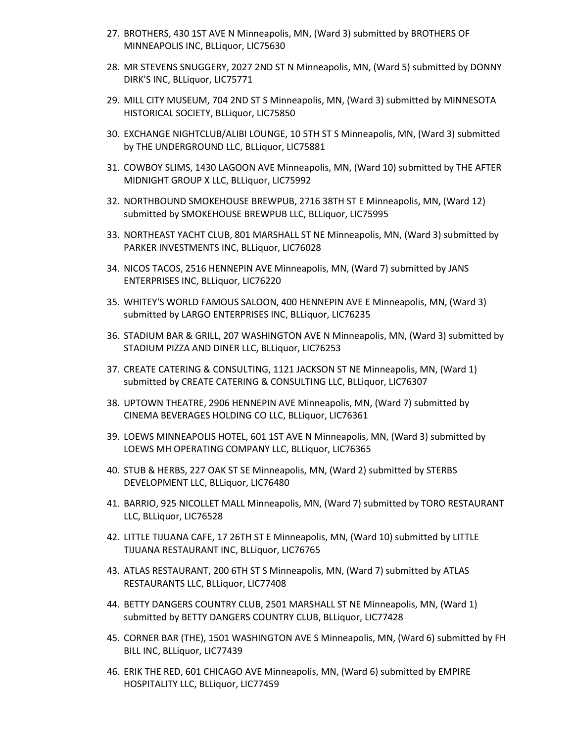27. BROTHERS, 430 1ST AVE N Minneapolis, MN, (Ward 3) submitted by BROTHERS OF MINNEAPOLIS INC, BLLiquor, LIC75630
28. MR STEVENS SNUGGERY, 2027 2ND ST N Minneapolis, MN, (Ward 5) submitted by DONNY DIRK'S INC, BLLiquor, LIC75771
29. MILL CITY MUSEUM, 704 2ND ST S Minneapolis, MN, (Ward 3) submitted by MINNESOTA HISTORICAL SOCIETY, BLLiquor, LIC75850
30. EXCHANGE NIGHTCLUB/ALIBI LOUNGE, 10 5TH ST S Minneapolis, MN, (Ward 3) submitted by THE UNDERGROUND LLC, BLLiquor, LIC75881
31. COWBOY SLIMS, 1430 LAGOON AVE Minneapolis, MN, (Ward 10) submitted by THE AFTER MIDNIGHT GROUP X LLC, BLLiquor, LIC75992
32. NORTHBOUND SMOKEHOUSE BREWPUB, 2716 38TH ST E Minneapolis, MN, (Ward 12) submitted by SMOKEHOUSE BREWPUB LLC, BLLiquor, LIC75995
33. NORTHEAST YACHT CLUB, 801 MARSHALL ST NE Minneapolis, MN, (Ward 3) submitted by PARKER INVESTMENTS INC, BLLiquor, LIC76028
34. NICOS TACOS, 2516 HENNEPIN AVE Minneapolis, MN, (Ward 7) submitted by JANS ENTERPRISES INC, BLLiquor, LIC76220
35. WHITEY'S WORLD FAMOUS SALOON, 400 HENNEPIN AVE E Minneapolis, MN, (Ward 3) submitted by LARGO ENTERPRISES INC, BLLiquor, LIC76235
36. STADIUM BAR & GRILL, 207 WASHINGTON AVE N Minneapolis, MN, (Ward 3) submitted by STADIUM PIZZA AND DINER LLC, BLLiquor, LIC76253
37. CREATE CATERING & CONSULTING, 1121 JACKSON ST NE Minneapolis, MN, (Ward 1) submitted by CREATE CATERING & CONSULTING LLC, BLLiquor, LIC76307
38. UPTOWN THEATRE, 2906 HENNEPIN AVE Minneapolis, MN, (Ward 7) submitted by CINEMA BEVERAGES HOLDING CO LLC, BLLiquor, LIC76361
39. LOEWS MINNEAPOLIS HOTEL, 601 1ST AVE N Minneapolis, MN, (Ward 3) submitted by LOEWS MH OPERATING COMPANY LLC, BLLiquor, LIC76365
40. STUB & HERBS, 227 OAK ST SE Minneapolis, MN, (Ward 2) submitted by STERBS DEVELOPMENT LLC, BLLiquor, LIC76480
41. BARRIO, 925 NICOLLET MALL Minneapolis, MN, (Ward 7) submitted by TORO RESTAURANT LLC, BLLiquor, LIC76528
42. LITTLE TIJUANA CAFE, 17 26TH ST E Minneapolis, MN, (Ward 10) submitted by LITTLE TIJUANA RESTAURANT INC, BLLiquor, LIC76765
43. ATLAS RESTAURANT, 200 6TH ST S Minneapolis, MN, (Ward 7) submitted by ATLAS RESTAURANTS LLC, BLLiquor, LIC77408
44. BETTY DANGERS COUNTRY CLUB, 2501 MARSHALL ST NE Minneapolis, MN, (Ward 1) submitted by BETTY DANGERS COUNTRY CLUB, BLLiquor, LIC77428
45. CORNER BAR (THE), 1501 WASHINGTON AVE S Minneapolis, MN, (Ward 6) submitted by FH BILL INC, BLLiquor, LIC77439
46. ERIK THE RED, 601 CHICAGO AVE Minneapolis, MN, (Ward 6) submitted by EMPIRE HOSPITALITY LLC, BLLiquor, LIC77459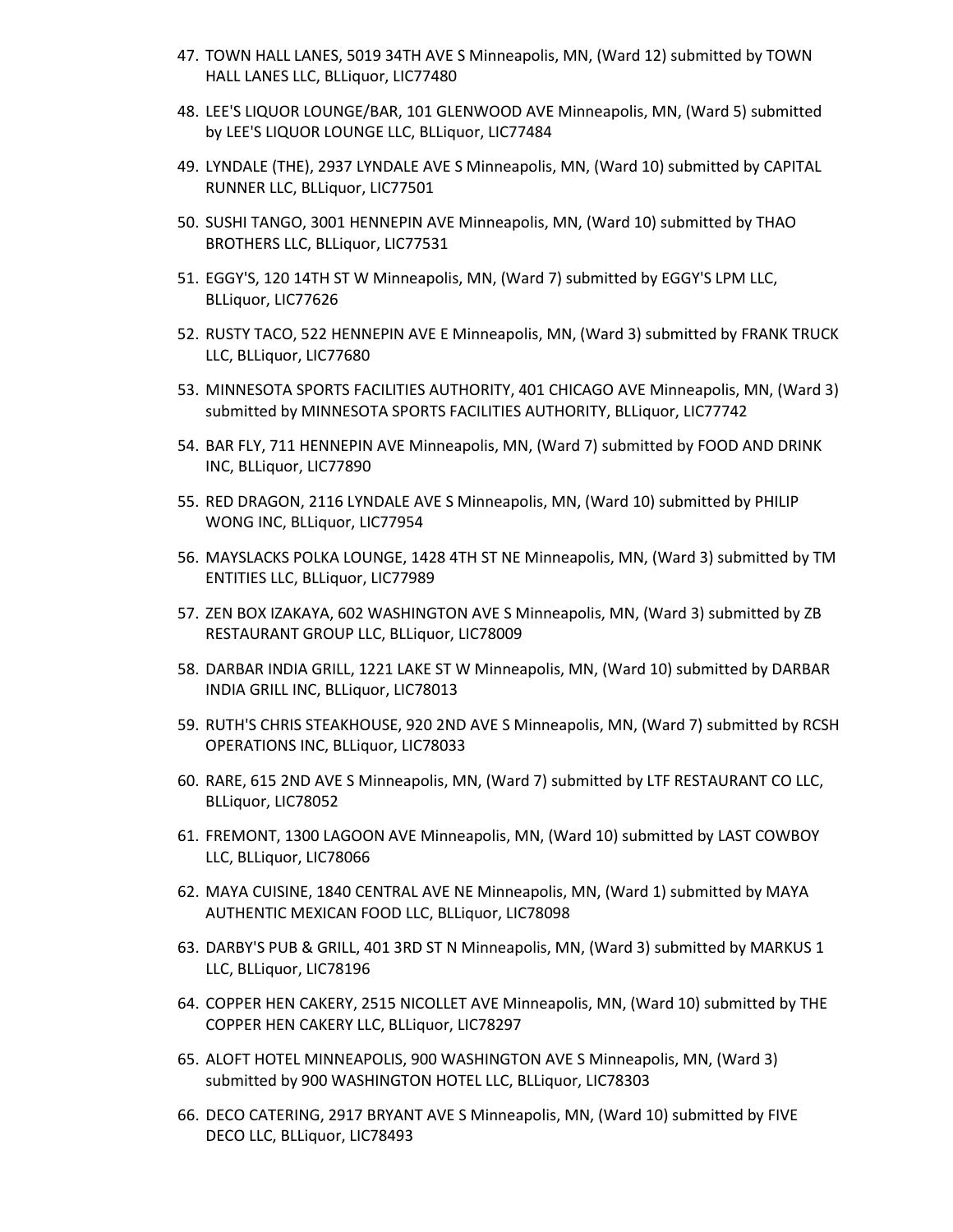47. TOWN HALL LANES, 5019 34TH AVE S Minneapolis, MN, (Ward 12) submitted by TOWN HALL LANES LLC, BLLiquor, LIC77480
48. LEE'S LIQUOR LOUNGE/BAR, 101 GLENWOOD AVE Minneapolis, MN, (Ward 5) submitted by LEE'S LIQUOR LOUNGE LLC, BLLiquor, LIC77484
49. LYNDALE (THE), 2937 LYNDALE AVE S Minneapolis, MN, (Ward 10) submitted by CAPITAL RUNNER LLC, BLLiquor, LIC77501
50. SUSHI TANGO, 3001 HENNEPIN AVE Minneapolis, MN, (Ward 10) submitted by THAO BROTHERS LLC, BLLiquor, LIC77531
51. EGGY'S, 120 14TH ST W Minneapolis, MN, (Ward 7) submitted by EGGY'S LPM LLC, BLLiquor, LIC77626
52. RUSTY TACO, 522 HENNEPIN AVE E Minneapolis, MN, (Ward 3) submitted by FRANK TRUCK LLC, BLLiquor, LIC77680
53. MINNESOTA SPORTS FACILITIES AUTHORITY, 401 CHICAGO AVE Minneapolis, MN, (Ward 3) submitted by MINNESOTA SPORTS FACILITIES AUTHORITY, BLLiquor, LIC77742
54. BAR FLY, 711 HENNEPIN AVE Minneapolis, MN, (Ward 7) submitted by FOOD AND DRINK INC, BLLiquor, LIC77890
55. RED DRAGON, 2116 LYNDALE AVE S Minneapolis, MN, (Ward 10) submitted by PHILIP WONG INC, BLLiquor, LIC77954
56. MAYSLACKS POLKA LOUNGE, 1428 4TH ST NE Minneapolis, MN, (Ward 3) submitted by TM ENTITIES LLC, BLLiquor, LIC77989
57. ZEN BOX IZAKAYA, 602 WASHINGTON AVE S Minneapolis, MN, (Ward 3) submitted by ZB RESTAURANT GROUP LLC, BLLiquor, LIC78009
58. DARBAR INDIA GRILL, 1221 LAKE ST W Minneapolis, MN, (Ward 10) submitted by DARBAR INDIA GRILL INC, BLLiquor, LIC78013
59. RUTH'S CHRIS STEAKHOUSE, 920 2ND AVE S Minneapolis, MN, (Ward 7) submitted by RCSH OPERATIONS INC, BLLiquor, LIC78033
60. RARE, 615 2ND AVE S Minneapolis, MN, (Ward 7) submitted by LTF RESTAURANT CO LLC, BLLiquor, LIC78052
61. FREMONT, 1300 LAGOON AVE Minneapolis, MN, (Ward 10) submitted by LAST COWBOY LLC, BLLiquor, LIC78066
62. MAYA CUISINE, 1840 CENTRAL AVE NE Minneapolis, MN, (Ward 1) submitted by MAYA AUTHENTIC MEXICAN FOOD LLC, BLLiquor, LIC78098
63. DARBY'S PUB & GRILL, 401 3RD ST N Minneapolis, MN, (Ward 3) submitted by MARKUS 1 LLC, BLLiquor, LIC78196
64. COPPER HEN CAKERY, 2515 NICOLLET AVE Minneapolis, MN, (Ward 10) submitted by THE COPPER HEN CAKERY LLC, BLLiquor, LIC78297
65. ALOFT HOTEL MINNEAPOLIS, 900 WASHINGTON AVE S Minneapolis, MN, (Ward 3) submitted by 900 WASHINGTON HOTEL LLC, BLLiquor, LIC78303
66. DECO CATERING, 2917 BRYANT AVE S Minneapolis, MN, (Ward 10) submitted by FIVE DECO LLC, BLLiquor, LIC78493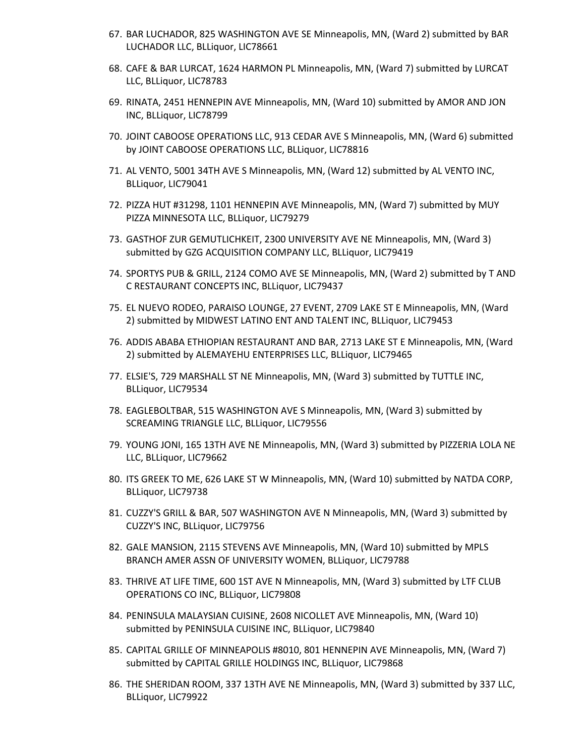67. BAR LUCHADOR, 825 WASHINGTON AVE SE Minneapolis, MN, (Ward 2) submitted by BAR LUCHADOR LLC, BLLiquor, LIC78661
68. CAFE & BAR LURCAT, 1624 HARMON PL Minneapolis, MN, (Ward 7) submitted by LURCAT LLC, BLLiquor, LIC78783
69. RINATA, 2451 HENNEPIN AVE Minneapolis, MN, (Ward 10) submitted by AMOR AND JON INC, BLLiquor, LIC78799
70. JOINT CABOOSE OPERATIONS LLC, 913 CEDAR AVE S Minneapolis, MN, (Ward 6) submitted by JOINT CABOOSE OPERATIONS LLC, BLLiquor, LIC78816
71. AL VENTO, 5001 34TH AVE S Minneapolis, MN, (Ward 12) submitted by AL VENTO INC, BLLiquor, LIC79041
72. PIZZA HUT #31298, 1101 HENNEPIN AVE Minneapolis, MN, (Ward 7) submitted by MUY PIZZA MINNESOTA LLC, BLLiquor, LIC79279
73. GASTHOF ZUR GEMUTLICHKEIT, 2300 UNIVERSITY AVE NE Minneapolis, MN, (Ward 3) submitted by GZG ACQUISITION COMPANY LLC, BLLiquor, LIC79419
74. SPORTYS PUB & GRILL, 2124 COMO AVE SE Minneapolis, MN, (Ward 2) submitted by T AND C RESTAURANT CONCEPTS INC, BLLiquor, LIC79437
75. EL NUEVO RODEO, PARAISO LOUNGE, 27 EVENT, 2709 LAKE ST E Minneapolis, MN, (Ward 2) submitted by MIDWEST LATINO ENT AND TALENT INC, BLLiquor, LIC79453
76. ADDIS ABABA ETHIOPIAN RESTAURANT AND BAR, 2713 LAKE ST E Minneapolis, MN, (Ward 2) submitted by ALEMAYEHU ENTERPRISES LLC, BLLiquor, LIC79465
77. ELSIE'S, 729 MARSHALL ST NE Minneapolis, MN, (Ward 3) submitted by TUTTLE INC, BLLiquor, LIC79534
78. EAGLEBOLTBAR, 515 WASHINGTON AVE S Minneapolis, MN, (Ward 3) submitted by SCREAMING TRIANGLE LLC, BLLiquor, LIC79556
79. YOUNG JONI, 165 13TH AVE NE Minneapolis, MN, (Ward 3) submitted by PIZZERIA LOLA NE LLC, BLLiquor, LIC79662
80. ITS GREEK TO ME, 626 LAKE ST W Minneapolis, MN, (Ward 10) submitted by NATDA CORP, BLLiquor, LIC79738
81. CUZZY'S GRILL & BAR, 507 WASHINGTON AVE N Minneapolis, MN, (Ward 3) submitted by CUZZY'S INC, BLLiquor, LIC79756
82. GALE MANSION, 2115 STEVENS AVE Minneapolis, MN, (Ward 10) submitted by MPLS BRANCH AMER ASSN OF UNIVERSITY WOMEN, BLLiquor, LIC79788
83. THRIVE AT LIFE TIME, 600 1ST AVE N Minneapolis, MN, (Ward 3) submitted by LTF CLUB OPERATIONS CO INC, BLLiquor, LIC79808
84. PENINSULA MALAYSIAN CUISINE, 2608 NICOLLET AVE Minneapolis, MN, (Ward 10) submitted by PENINSULA CUISINE INC, BLLiquor, LIC79840
85. CAPITAL GRILLE OF MINNEAPOLIS #8010, 801 HENNEPIN AVE Minneapolis, MN, (Ward 7) submitted by CAPITAL GRILLE HOLDINGS INC, BLLiquor, LIC79868
86. THE SHERIDAN ROOM, 337 13TH AVE NE Minneapolis, MN, (Ward 3) submitted by 337 LLC, BLLiquor, LIC79922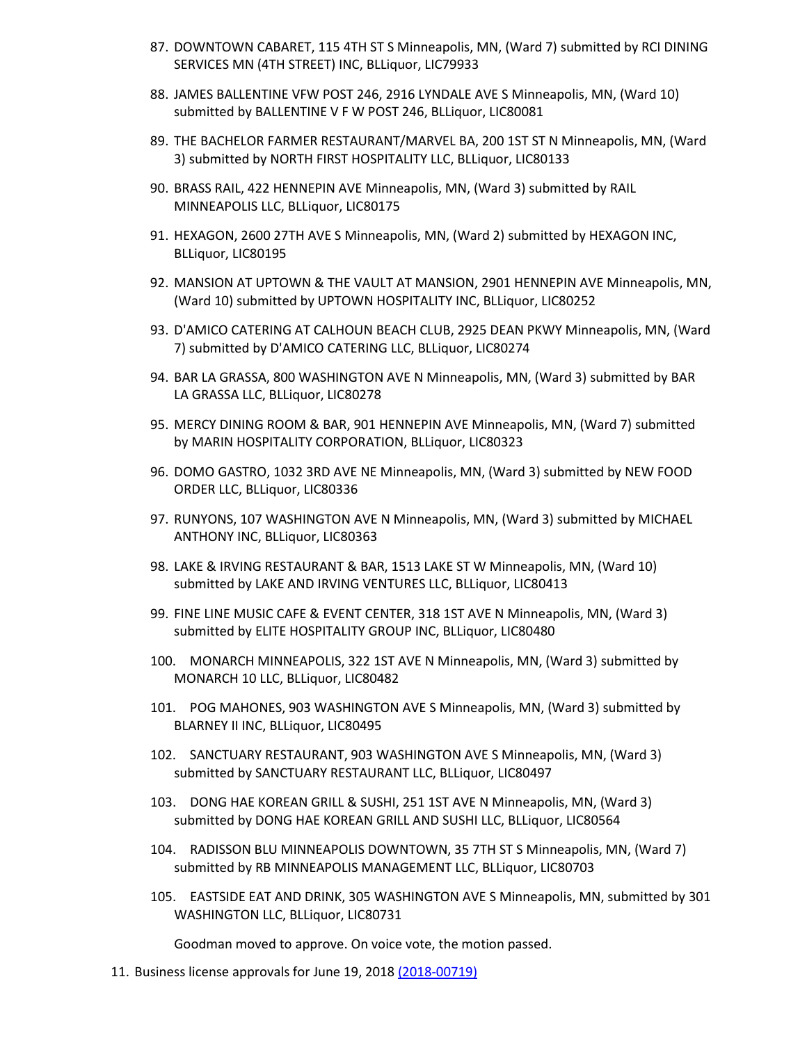87. DOWNTOWN CABARET, 115 4TH ST S Minneapolis, MN, (Ward 7) submitted by RCI DINING SERVICES MN (4TH STREET) INC, BLLiquor, LIC79933

88. JAMES BALLENTINE VFW POST 246, 2916 LYNDALE AVE S Minneapolis, MN, (Ward 10) submitted by BALLENTINE V F W POST 246, BLLiquor, LIC80081

89. THE BACHELOR FARMER RESTAURANT/MARVEL BA, 200 1ST ST N Minneapolis, MN, (Ward 3) submitted by NORTH FIRST HOSPITALITY LLC, BLLiquor, LIC80133

90. BRASS RAIL, 422 HENNEPIN AVE Minneapolis, MN, (Ward 3) submitted by RAIL MINNEAPOLIS LLC, BLLiquor, LIC80175

91. HEXAGON, 2600 27TH AVE S Minneapolis, MN, (Ward 2) submitted by HEXAGON INC, BLLiquor, LIC80195

92. MANSION AT UPTOWN & THE VAULT AT MANSION, 2901 HENNEPIN AVE Minneapolis, MN, (Ward 10) submitted by UPTOWN HOSPITALITY INC, BLLiquor, LIC80252

93. D'AMICO CATERING AT CALHOUN BEACH CLUB, 2925 DEAN PKWY Minneapolis, MN, (Ward 7) submitted by D'AMICO CATERING LLC, BLLiquor, LIC80274

94. BAR LA GRASSA, 800 WASHINGTON AVE N Minneapolis, MN, (Ward 3) submitted by BAR LA GRASSA LLC, BLLiquor, LIC80278

95. MERCY DINING ROOM & BAR, 901 HENNEPIN AVE Minneapolis, MN, (Ward 7) submitted by MARIN HOSPITALITY CORPORATION, BLLiquor, LIC80323

96. DOMO GASTRO, 1032 3RD AVE NE Minneapolis, MN, (Ward 3) submitted by NEW FOOD ORDER LLC, BLLiquor, LIC80336

97. RUNYONS, 107 WASHINGTON AVE N Minneapolis, MN, (Ward 3) submitted by MICHAEL ANTHONY INC, BLLiquor, LIC80363

98. LAKE & IRVING RESTAURANT & BAR, 1513 LAKE ST W Minneapolis, MN, (Ward 10) submitted by LAKE AND IRVING VENTURES LLC, BLLiquor, LIC80413

99. FINE LINE MUSIC CAFE & EVENT CENTER, 318 1ST AVE N Minneapolis, MN, (Ward 3) submitted by ELITE HOSPITALITY GROUP INC, BLLiquor, LIC80480

100. MONARCH MINNEAPOLIS, 322 1ST AVE N Minneapolis, MN, (Ward 3) submitted by MONARCH 10 LLC, BLLiquor, LIC80482

101. POG MAHONES, 903 WASHINGTON AVE S Minneapolis, MN, (Ward 3) submitted by BLARNEY II INC, BLLiquor, LIC80495

102. SANCTUARY RESTAURANT, 903 WASHINGTON AVE S Minneapolis, MN, (Ward 3) submitted by SANCTUARY RESTAURANT LLC, BLLiquor, LIC80497

103. DONG HAE KOREAN GRILL & SUSHI, 251 1ST AVE N Minneapolis, MN, (Ward 3) submitted by DONG HAE KOREAN GRILL AND SUSHI LLC, BLLiquor, LIC80564

104. RADISSON BLU MINNEAPOLIS DOWNTOWN, 35 7TH ST S Minneapolis, MN, (Ward 7) submitted by RB MINNEAPOLIS MANAGEMENT LLC, BLLiquor, LIC80703

105. EASTSIDE EAT AND DRINK, 305 WASHINGTON AVE S Minneapolis, MN, submitted by 301 WASHINGTON LLC, BLLiquor, LIC80731

Goodman moved to approve. On voice vote, the motion passed.

11. Business license approvals for June 19, 2018 (2018-00719)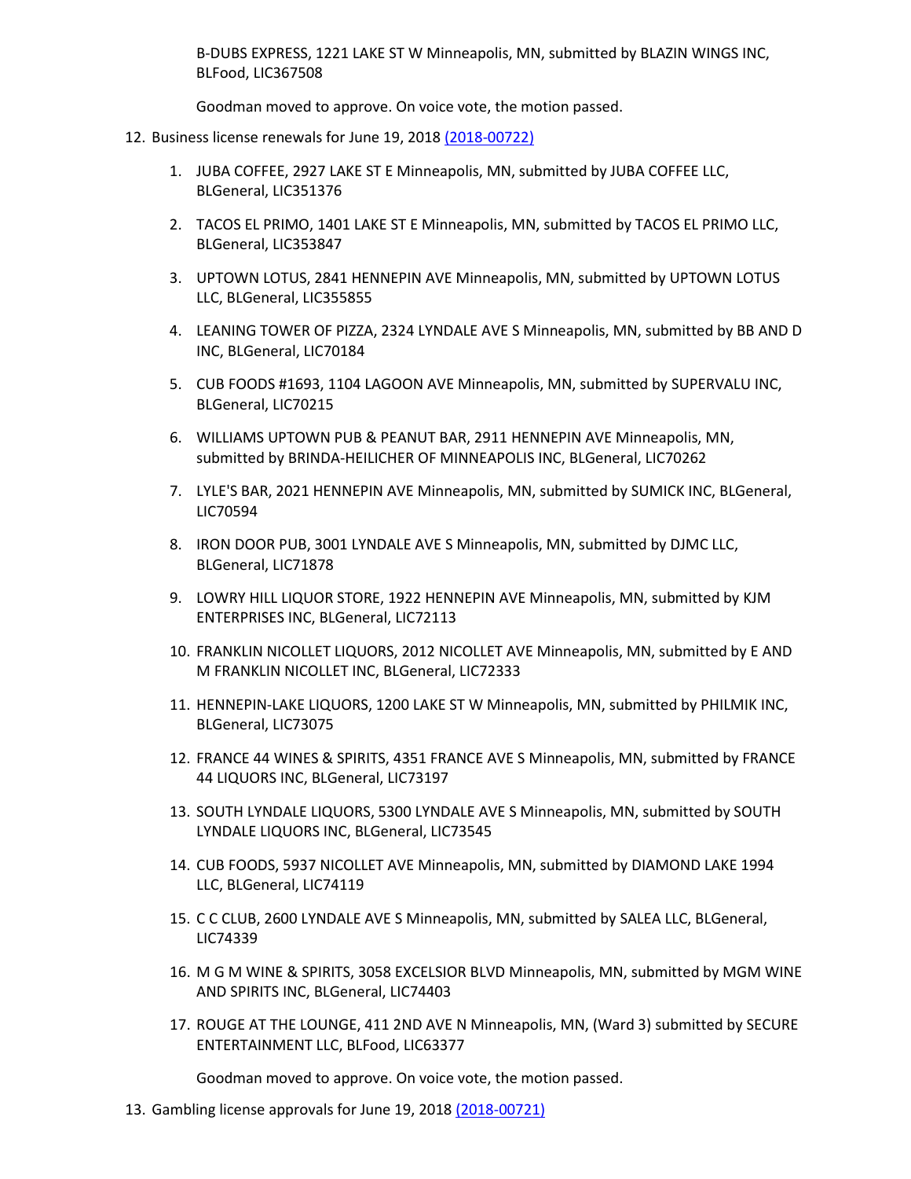B-DUBS EXPRESS, 1221 LAKE ST W Minneapolis, MN, submitted by BLAZIN WINGS INC, BLFood, LIC367508

Goodman moved to approve. On voice vote, the motion passed.

12. Business license renewals for June 19, 2018 [(2018-00722)]

    1. JUBA COFFEE, 2927 LAKE ST E Minneapolis, MN, submitted by JUBA COFFEE LLC, BLGeneral, LIC351376
    2. TACOS EL PRIMO, 1401 LAKE ST E Minneapolis, MN, submitted by TACOS EL PRIMO LLC, BLGeneral, LIC353847
    3. UPTOWN LOTUS, 2841 HENNEPIN AVE Minneapolis, MN, submitted by UPTOWN LOTUS LLC, BLGeneral, LIC355855
    4. LEANING TOWER OF PIZZA, 2324 LYNDALE AVE S Minneapolis, MN, submitted by BB AND D INC, BLGeneral, LIC70184
    5. CUB FOODS #1693, 1104 LAGOON AVE Minneapolis, MN, submitted by SUPERVALU INC, BLGeneral, LIC70215
    6. WILLIAMS UPTOWN PUB & PEANUT BAR, 2911 HENNEPIN AVE Minneapolis, MN, submitted by BRINDA-HEILICHER OF MINNEAPOLIS INC, BLGeneral, LIC70262
    7. LYLE'S BAR, 2021 HENNEPIN AVE Minneapolis, MN, submitted by SUMICK INC, BLGeneral, LIC70594
    8. IRON DOOR PUB, 3001 LYNDALE AVE S Minneapolis, MN, submitted by DJMC LLC, BLGeneral, LIC71878
    9. LOWRY HILL LIQUOR STORE, 1922 HENNEPIN AVE Minneapolis, MN, submitted by KJM ENTERPRISES INC, BLGeneral, LIC72113
    10. FRANKLIN NICOLLET LIQUORS, 2012 NICOLLET AVE Minneapolis, MN, submitted by E AND M FRANKLIN NICOLLET INC, BLGeneral, LIC72333
    11. HENNEPIN-LAKE LIQUORS, 1200 LAKE ST W Minneapolis, MN, submitted by PHILMIK INC, BLGeneral, LIC73075
    12. FRANCE 44 WINES & SPIRITS, 4351 FRANCE AVE S Minneapolis, MN, submitted by FRANCE 44 LIQUORS INC, BLGeneral, LIC73197
    13. SOUTH LYNDALE LIQUORS, 5300 LYNDALE AVE S Minneapolis, MN, submitted by SOUTH LYNDALE LIQUORS INC, BLGeneral, LIC73545
    14. CUB FOODS, 5937 NICOLLET AVE Minneapolis, MN, submitted by DIAMOND LAKE 1994 LLC, BLGeneral, LIC74119
    15. C C CLUB, 2600 LYNDALE AVE S Minneapolis, MN, submitted by SALEA LLC, BLGeneral, LIC74339
    16. M G M WINE & SPIRITS, 3058 EXCELSIOR BLVD Minneapolis, MN, submitted by MGM WINE AND SPIRITS INC, BLGeneral, LIC74403
    17. ROUGE AT THE LOUNGE, 411 2ND AVE N Minneapolis, MN, (Ward 3) submitted by SECURE ENTERTAINMENT LLC, BLFood, LIC63377

    Goodman moved to approve. On voice vote, the motion passed.

13. Gambling license approvals for June 19, 2018 [(2018-00721)]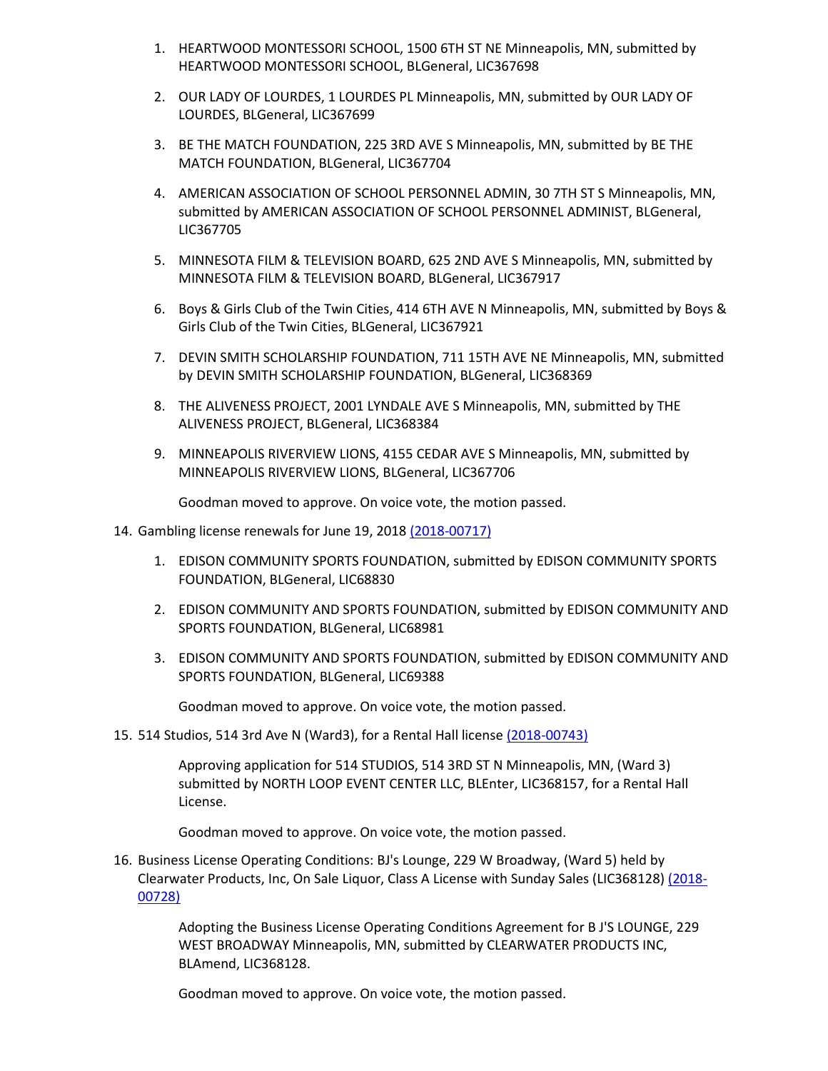1. HEARTWOOD MONTESSORI SCHOOL, 1500 6TH ST NE Minneapolis, MN, submitted by HEARTWOOD MONTESSORI SCHOOL, BLGeneral, LIC367698

2. OUR LADY OF LOURDES, 1 LOURDES PL Minneapolis, MN, submitted by OUR LADY OF LOURDES, BLGeneral, LIC367699

3. BE THE MATCH FOUNDATION, 225 3RD AVE S Minneapolis, MN, submitted by BE THE MATCH FOUNDATION, BLGeneral, LIC367704

4. AMERICAN ASSOCIATION OF SCHOOL PERSONNEL ADMIN, 30 7TH ST S Minneapolis, MN, submitted by AMERICAN ASSOCIATION OF SCHOOL PERSONNEL ADMINIST, BLGeneral, LIC367705

5. MINNESOTA FILM & TELEVISION BOARD, 625 2ND AVE S Minneapolis, MN, submitted by MINNESOTA FILM & TELEVISION BOARD, BLGeneral, LIC367917

6. Boys & Girls Club of the Twin Cities, 414 6TH AVE N Minneapolis, MN, submitted by Boys & Girls Club of the Twin Cities, BLGeneral, LIC367921

7. DEVIN SMITH SCHOLARSHIP FOUNDATION, 711 15TH AVE NE Minneapolis, MN, submitted by DEVIN SMITH SCHOLARSHIP FOUNDATION, BLGeneral, LIC368369

8. THE ALIVENESS PROJECT, 2001 LYNDALE AVE S Minneapolis, MN, submitted by THE ALIVENESS PROJECT, BLGeneral, LIC368384

9. MINNEAPOLIS RIVERVIEW LIONS, 4155 CEDAR AVE S Minneapolis, MN, submitted by MINNEAPOLIS RIVERVIEW LIONS, BLGeneral, LIC367706

   Goodman moved to approve. On voice vote, the motion passed.

14. Gambling license renewals for June 19, 2018 (2018-00717)

    1. EDISON COMMUNITY SPORTS FOUNDATION, submitted by EDISON COMMUNITY SPORTS FOUNDATION, BLGeneral, LIC68830

    2. EDISON COMMUNITY AND SPORTS FOUNDATION, submitted by EDISON COMMUNITY AND SPORTS FOUNDATION, BLGeneral, LIC68981

    3. EDISON COMMUNITY AND SPORTS FOUNDATION, submitted by EDISON COMMUNITY AND SPORTS FOUNDATION, BLGeneral, LIC69388

    Goodman moved to approve. On voice vote, the motion passed.

15. 514 Studios, 514 3rd Ave N (Ward3), for a Rental Hall license (2018-00743)

    Approving application for 514 STUDIOS, 514 3RD ST N Minneapolis, MN, (Ward 3) submitted by NORTH LOOP EVENT CENTER LLC, BLEnter, LIC368157, for a Rental Hall License.

    Goodman moved to approve. On voice vote, the motion passed.

16. Business License Operating Conditions: BJ's Lounge, 229 W Broadway, (Ward 5) held by Clearwater Products, Inc, On Sale Liquor, Class A License with Sunday Sales (LIC368128) (2018-00728)

    Adopting the Business License Operating Conditions Agreement for B J'S LOUNGE, 229 WEST BROADWAY Minneapolis, MN, submitted by CLEARWATER PRODUCTS INC, BLAmend, LIC368128.

    Goodman moved to approve. On voice vote, the motion passed.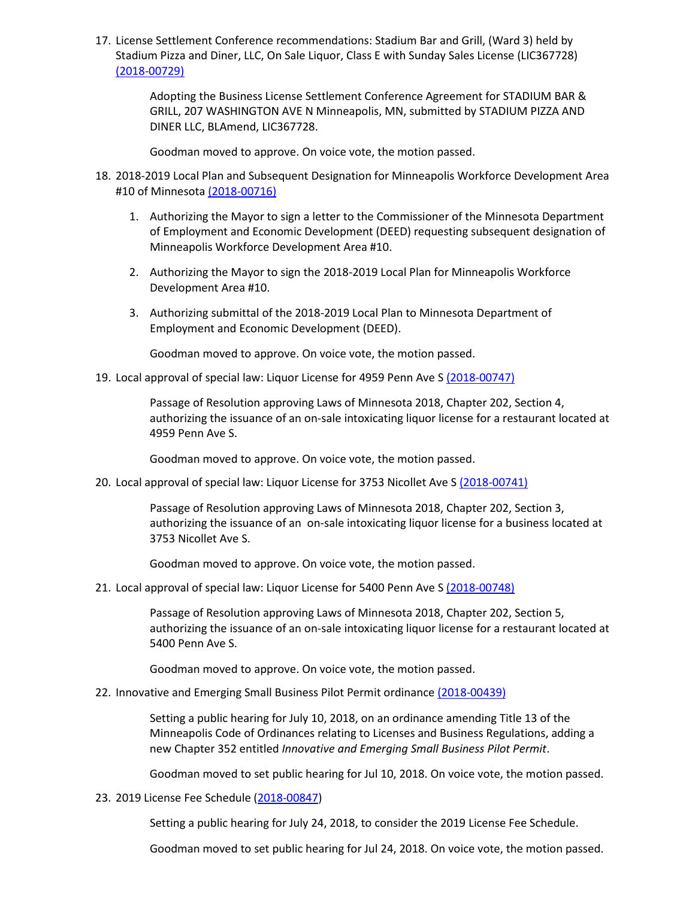17. License Settlement Conference recommendations: Stadium Bar and Grill, (Ward 3) held by Stadium Pizza and Diner, LLC, On Sale Liquor, Class E with Sunday Sales License (LIC367728) (2018-00729)

    Adopting the Business License Settlement Conference Agreement for STADIUM BAR & GRILL, 207 WASHINGTON AVE N Minneapolis, MN, submitted by STADIUM PIZZA AND DINER LLC, BLAmend, LIC367728.

    Goodman moved to approve. On voice vote, the motion passed.

18. 2018-2019 Local Plan and Subsequent Designation for Minneapolis Workforce Development Area #10 of Minnesota (2018-00716)

    1. Authorizing the Mayor to sign a letter to the Commissioner of the Minnesota Department of Employment and Economic Development (DEED) requesting subsequent designation of Minneapolis Workforce Development Area #10.

    2. Authorizing the Mayor to sign the 2018-2019 Local Plan for Minneapolis Workforce Development Area #10.

    3. Authorizing submittal of the 2018-2019 Local Plan to Minnesota Department of Employment and Economic Development (DEED).

    Goodman moved to approve. On voice vote, the motion passed.

19. Local approval of special law: Liquor License for 4959 Penn Ave S (2018-00747)

    Passage of Resolution approving Laws of Minnesota 2018, Chapter 202, Section 4, authorizing the issuance of an on-sale intoxicating liquor license for a restaurant located at 4959 Penn Ave S.

    Goodman moved to approve. On voice vote, the motion passed.

20. Local approval of special law: Liquor License for 3753 Nicollet Ave S (2018-00741)

    Passage of Resolution approving Laws of Minnesota 2018, Chapter 202, Section 3, authorizing the issuance of an on-sale intoxicating liquor license for a business located at 3753 Nicollet Ave S.

    Goodman moved to approve. On voice vote, the motion passed.

21. Local approval of special law: Liquor License for 5400 Penn Ave S (2018-00748)

    Passage of Resolution approving Laws of Minnesota 2018, Chapter 202, Section 5, authorizing the issuance of an on-sale intoxicating liquor license for a restaurant located at 5400 Penn Ave S.

    Goodman moved to approve. On voice vote, the motion passed.

22. Innovative and Emerging Small Business Pilot Permit ordinance (2018-00439)

    Setting a public hearing for July 10, 2018, on an ordinance amending Title 13 of the Minneapolis Code of Ordinances relating to Licenses and Business Regulations, adding a new Chapter 352 entitled *Innovative and Emerging Small Business Pilot Permit*.

    Goodman moved to set public hearing for Jul 10, 2018. On voice vote, the motion passed.

23. 2019 License Fee Schedule (2018-00847)

    Setting a public hearing for July 24, 2018, to consider the 2019 License Fee Schedule.

    Goodman moved to set public hearing for Jul 24, 2018. On voice vote, the motion passed.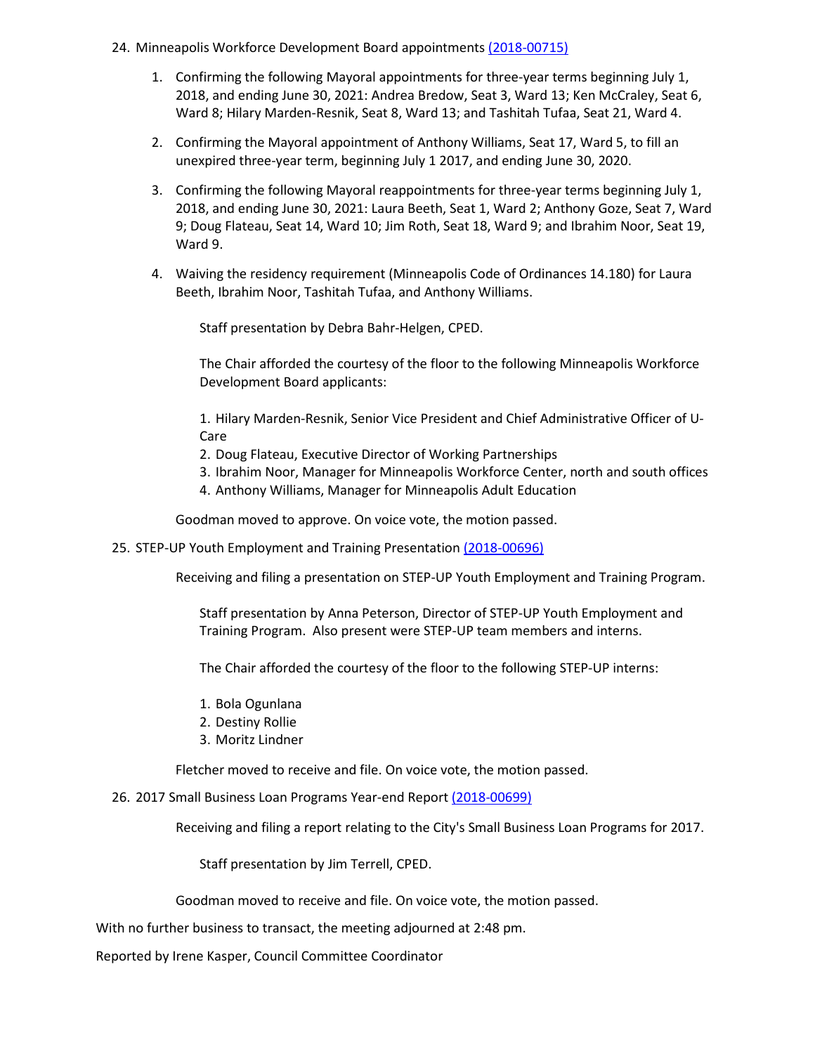24. Minneapolis Workforce Development Board appointments [(2018-00715)]

    1. Confirming the following Mayoral appointments for three-year terms beginning July 1, 2018, and ending June 30, 2021: Andrea Bredow, Seat 3, Ward 13; Ken McCraley, Seat 6, Ward 8; Hilary Marden-Resnik, Seat 8, Ward 13; and Tashitah Tufaa, Seat 21, Ward 4.

    2. Confirming the Mayoral appointment of Anthony Williams, Seat 17, Ward 5, to fill an unexpired three-year term, beginning July 1 2017, and ending June 30, 2020.

    3. Confirming the following Mayoral reappointments for three-year terms beginning July 1, 2018, and ending June 30, 2021: Laura Beeth, Seat 1, Ward 2; Anthony Goze, Seat 7, Ward 9; Doug Flateau, Seat 14, Ward 10; Jim Roth, Seat 18, Ward 9; and Ibrahim Noor, Seat 19, Ward 9.

    4. Waiving the residency requirement (Minneapolis Code of Ordinances 14.180) for Laura Beeth, Ibrahim Noor, Tashitah Tufaa, and Anthony Williams.

        Staff presentation by Debra Bahr-Helgen, CPED.

        The Chair afforded the courtesy of the floor to the following Minneapolis Workforce Development Board applicants:

        1. Hilary Marden-Resnik, Senior Vice President and Chief Administrative Officer of U-Care
        2. Doug Flateau, Executive Director of Working Partnerships
        3. Ibrahim Noor, Manager for Minneapolis Workforce Center, north and south offices
        4. Anthony Williams, Manager for Minneapolis Adult Education

    Goodman moved to approve. On voice vote, the motion passed.

25. STEP-UP Youth Employment and Training Presentation [(2018-00696)]

    Receiving and filing a presentation on STEP-UP Youth Employment and Training Program.

        Staff presentation by Anna Peterson, Director of STEP-UP Youth Employment and Training Program. Also present were STEP-UP team members and interns.

        The Chair afforded the courtesy of the floor to the following STEP-UP interns:

        1. Bola Ogunlana
        2. Destiny Rollie
        3. Moritz Lindner

    Fletcher moved to receive and file. On voice vote, the motion passed.

26. 2017 Small Business Loan Programs Year-end Report [(2018-00699)]

    Receiving and filing a report relating to the City's Small Business Loan Programs for 2017.

        Staff presentation by Jim Terrell, CPED.

    Goodman moved to receive and file. On voice vote, the motion passed.

With no further business to transact, the meeting adjourned at 2:48 pm.

Reported by Irene Kasper, Council Committee Coordinator